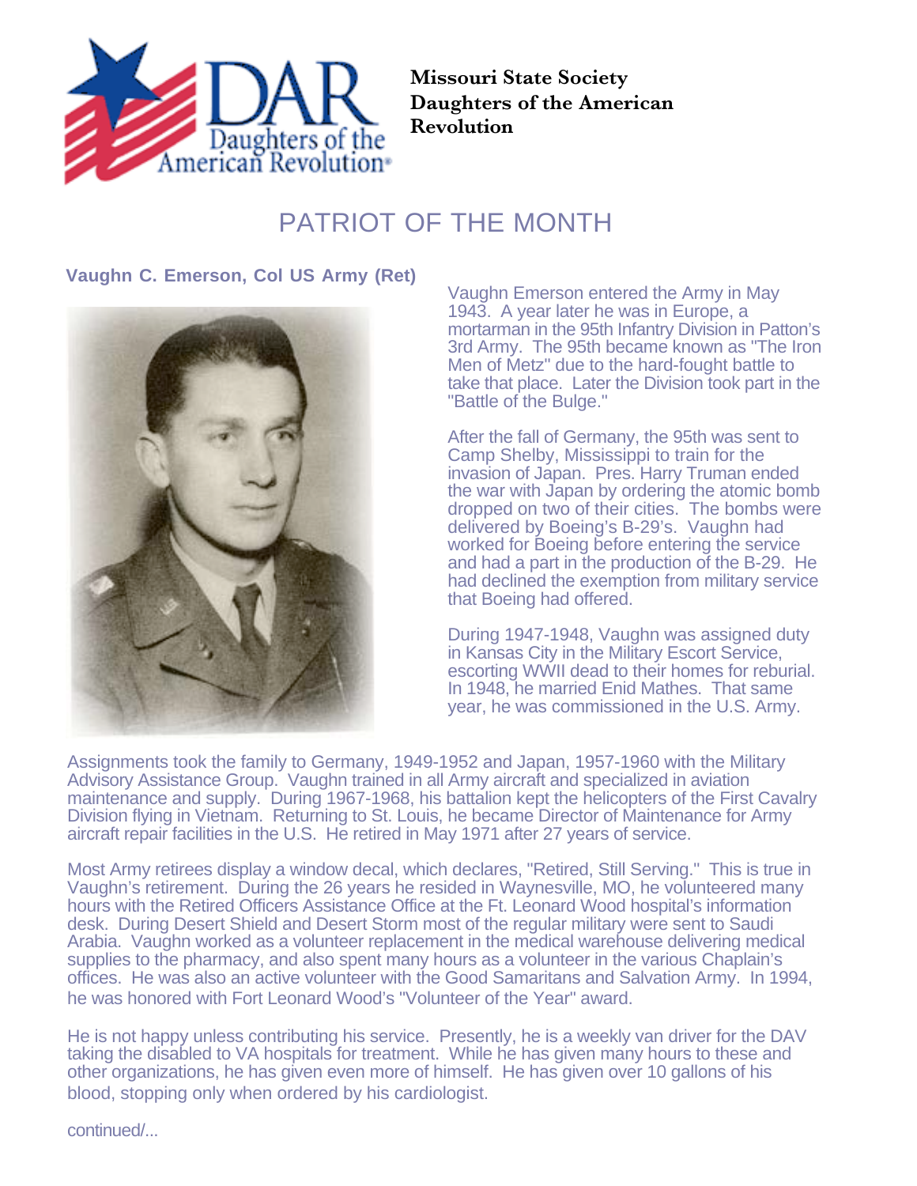Missouri State Society
Daughters of the American
Revolution

# PATRIOT OF THE MONTH

**Vaughn C. Emerson, Col US Army (Ret)**

Vaughn Emerson entered the Army in May 1943. A year later he was in Europe, a mortarman in the 95th Infantry Division in Patton's 3rd Army. The 95th became known as "The Iron Men of Metz" due to the hard-fought battle to take that place. Later the Division took part in the "Battle of the Bulge."

After the fall of Germany, the 95th was sent to Camp Shelby, Mississippi to train for the invasion of Japan. Pres. Harry Truman ended the war with Japan by ordering the atomic bomb dropped on two of their cities. The bombs were delivered by Boeing's B-29's. Vaughn had worked for Boeing before entering the service and had a part in the production of the B-29. He had declined the exemption from military service that Boeing had offered.

During 1947-1948, Vaughn was assigned duty in Kansas City in the Military Escort Service, escorting WWII dead to their homes for reburial. In 1948, he married Enid Mathes. That same year, he was commissioned in the U.S. Army.

Assignments took the family to Germany, 1949-1952 and Japan, 1957-1960 with the Military Advisory Assistance Group. Vaughn trained in all Army aircraft and specialized in aviation maintenance and supply. During 1967-1968, his battalion kept the helicopters of the First Cavalry Division flying in Vietnam. Returning to St. Louis, he became Director of Maintenance for Army aircraft repair facilities in the U.S. He retired in May 1971 after 27 years of service.

Most Army retirees display a window decal, which declares, "Retired, Still Serving." This is true in Vaughn's retirement. During the 26 years he resided in Waynesville, MO, he volunteered many hours with the Retired Officers Assistance Office at the Ft. Leonard Wood hospital's information desk. During Desert Shield and Desert Storm most of the regular military were sent to Saudi Arabia. Vaughn worked as a volunteer replacement in the medical warehouse delivering medical supplies to the pharmacy, and also spent many hours as a volunteer in the various Chaplain's offices. He was also an active volunteer with the Good Samaritans and Salvation Army. In 1994, he was honored with Fort Leonard Wood's "Volunteer of the Year" award.

He is not happy unless contributing his service. Presently, he is a weekly van driver for the DAV taking the disabled to VA hospitals for treatment. While he has given many hours to these and other organizations, he has given even more of himself. He has given over 10 gallons of his blood, stopping only when ordered by his cardiologist.

continued/...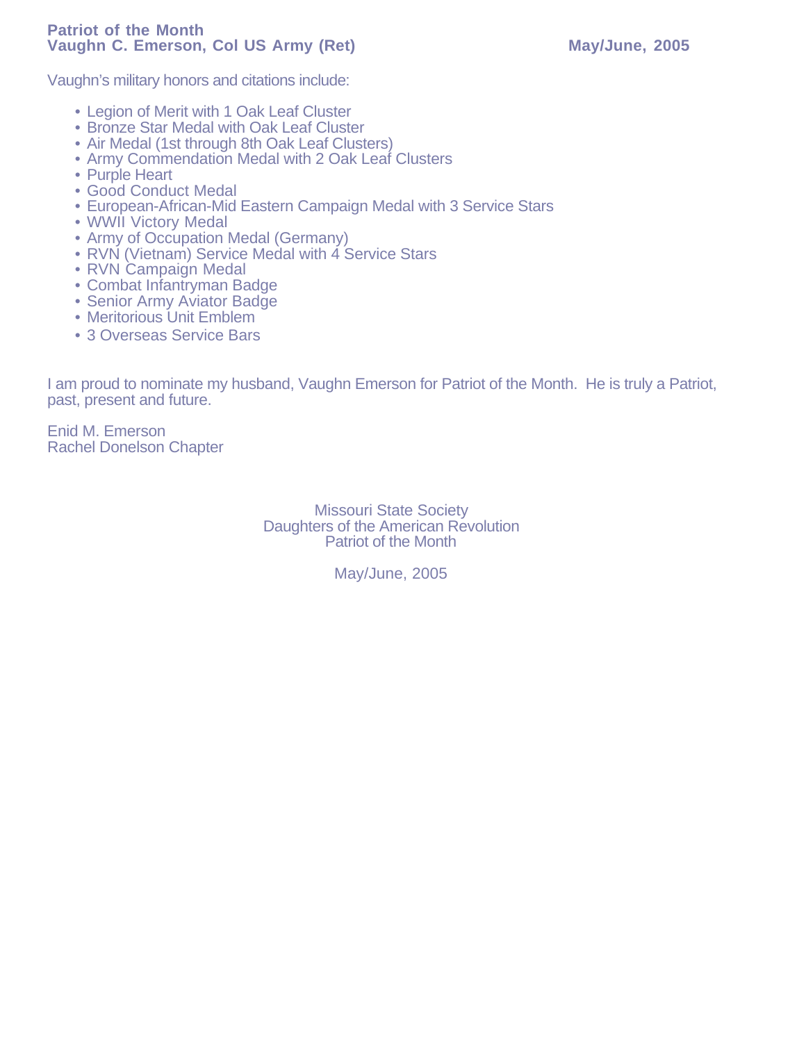Vaughn's military honors and citations include:

- Legion of Merit with 1 Oak Leaf Cluster
- Bronze Star Medal with Oak Leaf Cluster
- Air Medal (1st through 8th Oak Leaf Clusters)
- Army Commendation Medal with 2 Oak Leaf Clusters
- Purple Heart
- Good Conduct Medal
- European-African-Mid Eastern Campaign Medal with 3 Service Stars
- WWII Victory Medal
- Army of Occupation Medal (Germany)
- RVN (Vietnam) Service Medal with 4 Service Stars
- RVN Campaign Medal
- Combat Infantryman Badge
- Senior Army Aviator Badge
- Meritorious Unit Emblem
- 3 Overseas Service Bars

I am proud to nominate my husband, Vaughn Emerson for Patriot of the Month. He is truly a Patriot, past, present and future.

Enid M. Emerson
Rachel Donelson Chapter

Missouri State Society
Daughters of the American Revolution
Patriot of the Month

May/June, 2005